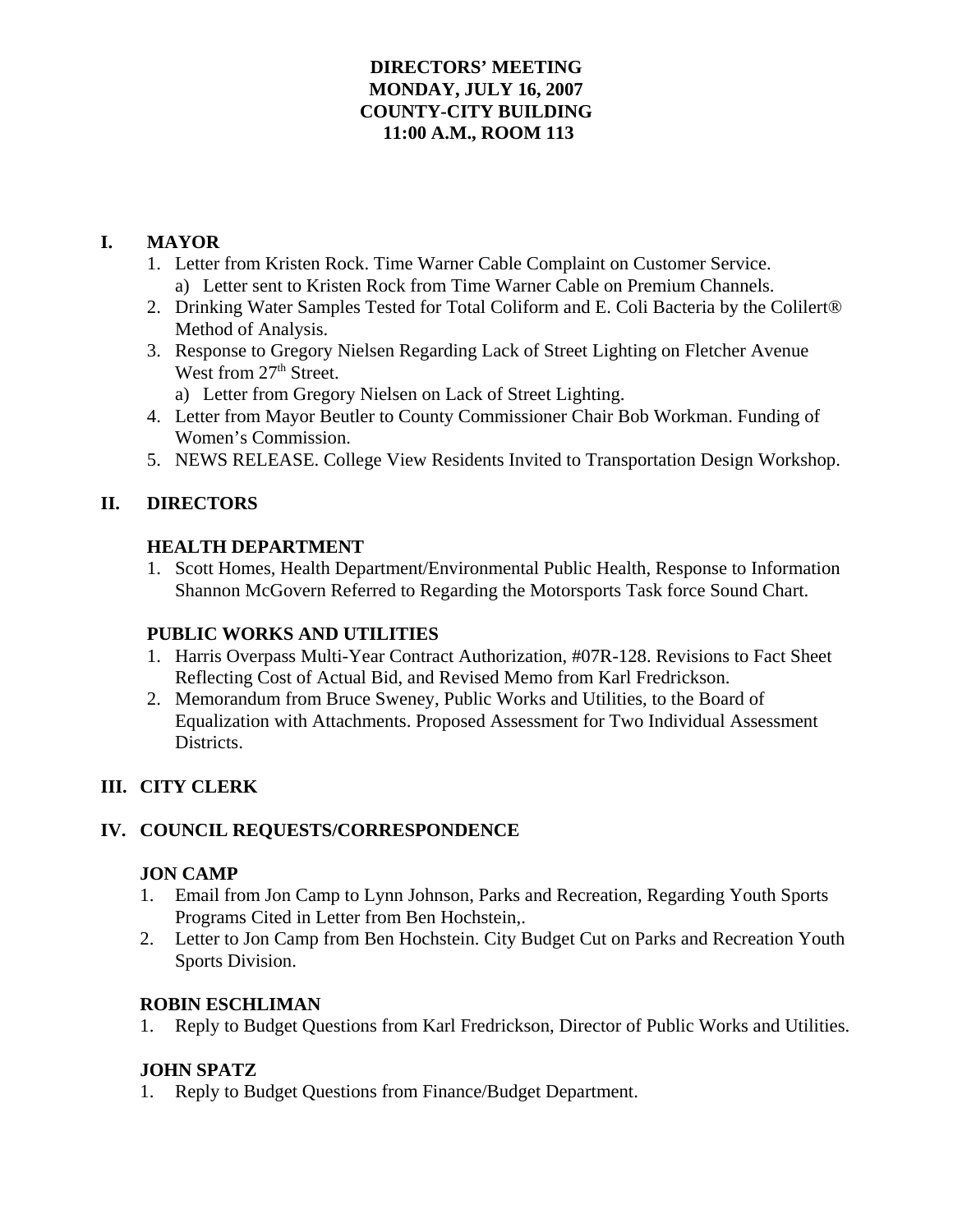**DIRECTORS' MEETING**
**MONDAY, JULY 16, 2007**
**COUNTY-CITY BUILDING**
**11:00 A.M., ROOM 113**

## I. MAYOR

1. Letter from Kristen Rock. Time Warner Cable Complaint on Customer Service.
    a) Letter sent to Kristen Rock from Time Warner Cable on Premium Channels.
2. Drinking Water Samples Tested for Total Coliform and E. Coli Bacteria by the Colilert® Method of Analysis.
3. Response to Gregory Nielsen Regarding Lack of Street Lighting on Fletcher Avenue West from 27th Street.
    a) Letter from Gregory Nielsen on Lack of Street Lighting.
4. Letter from Mayor Beutler to County Commissioner Chair Bob Workman. Funding of Women's Commission.
5. NEWS RELEASE. College View Residents Invited to Transportation Design Workshop.

## II. DIRECTORS

### HEALTH DEPARTMENT

1. Scott Homes, Health Department/Environmental Public Health, Response to Information Shannon McGovern Referred to Regarding the Motorsports Task force Sound Chart.

### PUBLIC WORKS AND UTILITIES

1. Harris Overpass Multi-Year Contract Authorization, #07R-128. Revisions to Fact Sheet Reflecting Cost of Actual Bid, and Revised Memo from Karl Fredrickson.
2. Memorandum from Bruce Sweney, Public Works and Utilities, to the Board of Equalization with Attachments. Proposed Assessment for Two Individual Assessment Districts.

## III. CITY CLERK

## IV. COUNCIL REQUESTS/CORRESPONDENCE

### JON CAMP

1. Email from Jon Camp to Lynn Johnson, Parks and Recreation, Regarding Youth Sports Programs Cited in Letter from Ben Hochstein,.
2. Letter to Jon Camp from Ben Hochstein. City Budget Cut on Parks and Recreation Youth Sports Division.

### ROBIN ESCHLIMAN

1. Reply to Budget Questions from Karl Fredrickson, Director of Public Works and Utilities.

### JOHN SPATZ

1. Reply to Budget Questions from Finance/Budget Department.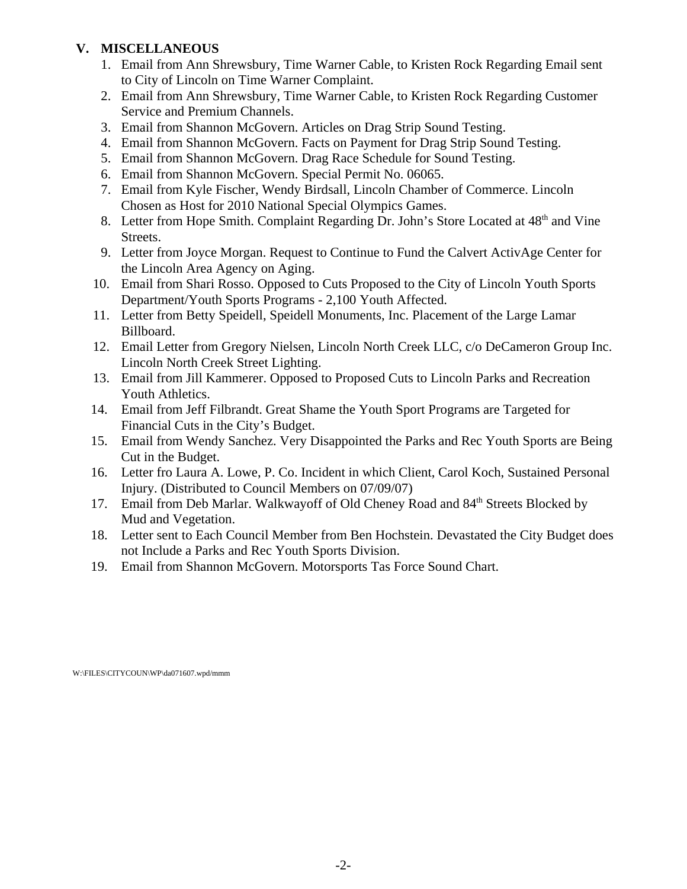## V. MISCELLANEOUS

1. Email from Ann Shrewsbury, Time Warner Cable, to Kristen Rock Regarding Email sent to City of Lincoln on Time Warner Complaint.
2. Email from Ann Shrewsbury, Time Warner Cable, to Kristen Rock Regarding Customer Service and Premium Channels.
3. Email from Shannon McGovern. Articles on Drag Strip Sound Testing.
4. Email from Shannon McGovern. Facts on Payment for Drag Strip Sound Testing.
5. Email from Shannon McGovern. Drag Race Schedule for Sound Testing.
6. Email from Shannon McGovern. Special Permit No. 06065.
7. Email from Kyle Fischer, Wendy Birdsall, Lincoln Chamber of Commerce. Lincoln Chosen as Host for 2010 National Special Olympics Games.
8. Letter from Hope Smith. Complaint Regarding Dr. John's Store Located at 48th and Vine Streets.
9. Letter from Joyce Morgan. Request to Continue to Fund the Calvert ActivAge Center for the Lincoln Area Agency on Aging.
10. Email from Shari Rosso. Opposed to Cuts Proposed to the City of Lincoln Youth Sports Department/Youth Sports Programs - 2,100 Youth Affected.
11. Letter from Betty Speidell, Speidell Monuments, Inc. Placement of the Large Lamar Billboard.
12. Email Letter from Gregory Nielsen, Lincoln North Creek LLC, c/o DeCameron Group Inc. Lincoln North Creek Street Lighting.
13. Email from Jill Kammerer. Opposed to Proposed Cuts to Lincoln Parks and Recreation Youth Athletics.
14. Email from Jeff Filbrandt. Great Shame the Youth Sport Programs are Targeted for Financial Cuts in the City's Budget.
15. Email from Wendy Sanchez. Very Disappointed the Parks and Rec Youth Sports are Being Cut in the Budget.
16. Letter fro Laura A. Lowe, P. Co. Incident in which Client, Carol Koch, Sustained Personal Injury. (Distributed to Council Members on 07/09/07)
17. Email from Deb Marlar. Walkwayoff of Old Cheney Road and 84th Streets Blocked by Mud and Vegetation.
18. Letter sent to Each Council Member from Ben Hochstein. Devastated the City Budget does not Include a Parks and Rec Youth Sports Division.
19. Email from Shannon McGovern. Motorsports Tas Force Sound Chart.

W:\FILES\CITYCOUN\WP\da071607.wpd/mmm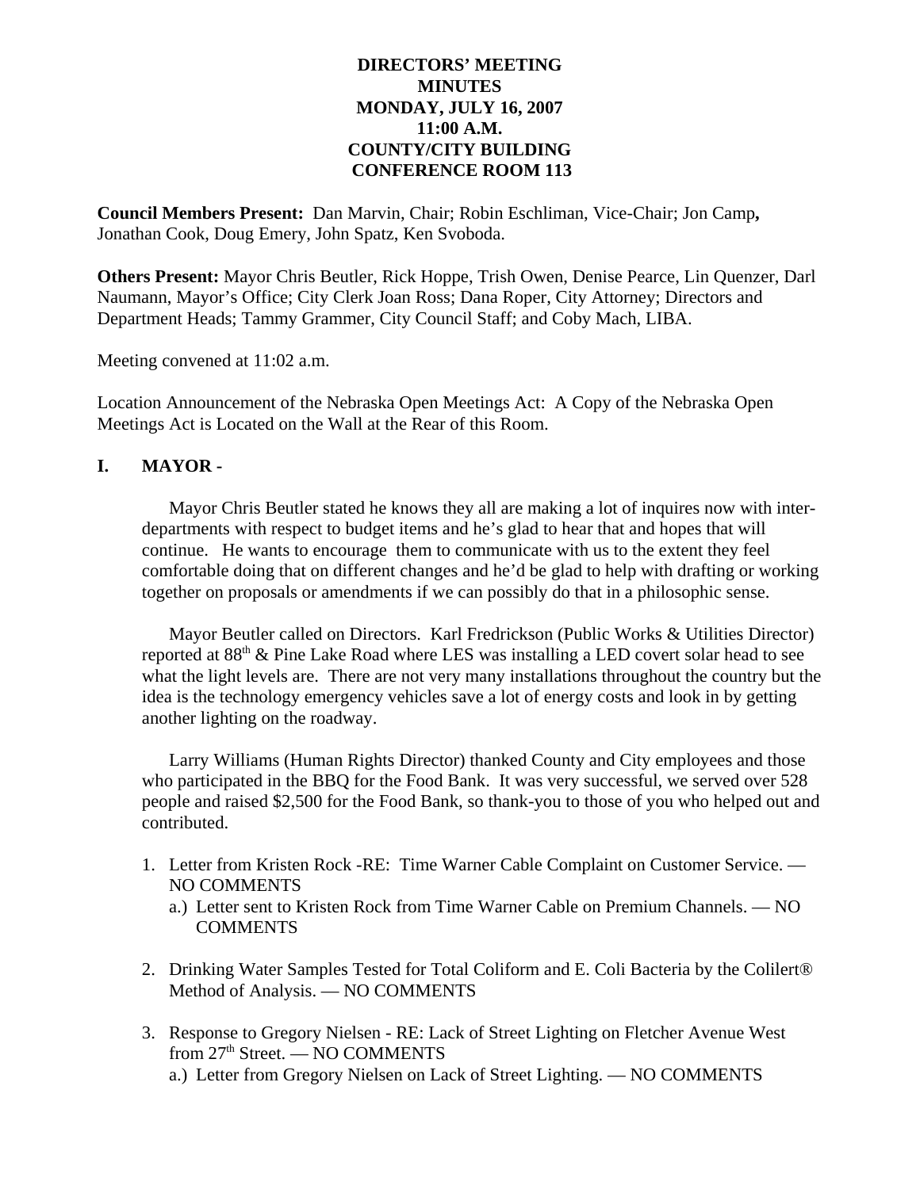**DIRECTORS' MEETING**
**MINUTES**
**MONDAY, JULY 16, 2007**
**11:00 A.M.**
**COUNTY/CITY BUILDING**
**CONFERENCE ROOM 113**

**Council Members Present:** Dan Marvin, Chair; Robin Eschliman, Vice-Chair; Jon Camp**,** Jonathan Cook, Doug Emery, John Spatz, Ken Svoboda.

**Others Present:** Mayor Chris Beutler, Rick Hoppe, Trish Owen, Denise Pearce, Lin Quenzer, Darl Naumann, Mayor's Office; City Clerk Joan Ross; Dana Roper, City Attorney; Directors and Department Heads; Tammy Grammer, City Council Staff; and Coby Mach, LIBA.

Meeting convened at 11:02 a.m.

Location Announcement of the Nebraska Open Meetings Act: A Copy of the Nebraska Open Meetings Act is Located on the Wall at the Rear of this Room.

## I. MAYOR -

Mayor Chris Beutler stated he knows they all are making a lot of inquires now with inter-departments with respect to budget items and he's glad to hear that and hopes that will continue. He wants to encourage them to communicate with us to the extent they feel comfortable doing that on different changes and he'd be glad to help with drafting or working together on proposals or amendments if we can possibly do that in a philosophic sense.

Mayor Beutler called on Directors. Karl Fredrickson (Public Works & Utilities Director) reported at 88th & Pine Lake Road where LES was installing a LED covert solar head to see what the light levels are. There are not very many installations throughout the country but the idea is the technology emergency vehicles save a lot of energy costs and look in by getting another lighting on the roadway.

Larry Williams (Human Rights Director) thanked County and City employees and those who participated in the BBQ for the Food Bank. It was very successful, we served over 528 people and raised $2,500 for the Food Bank, so thank-you to those of you who helped out and contributed.

1. Letter from Kristen Rock -RE: Time Warner Cable Complaint on Customer Service. — NO COMMENTS
   a.) Letter sent to Kristen Rock from Time Warner Cable on Premium Channels. — NO COMMENTS

2. Drinking Water Samples Tested for Total Coliform and E. Coli Bacteria by the Colilert® Method of Analysis. — NO COMMENTS

3. Response to Gregory Nielsen - RE: Lack of Street Lighting on Fletcher Avenue West from 27th Street. — NO COMMENTS
   a.) Letter from Gregory Nielsen on Lack of Street Lighting. — NO COMMENTS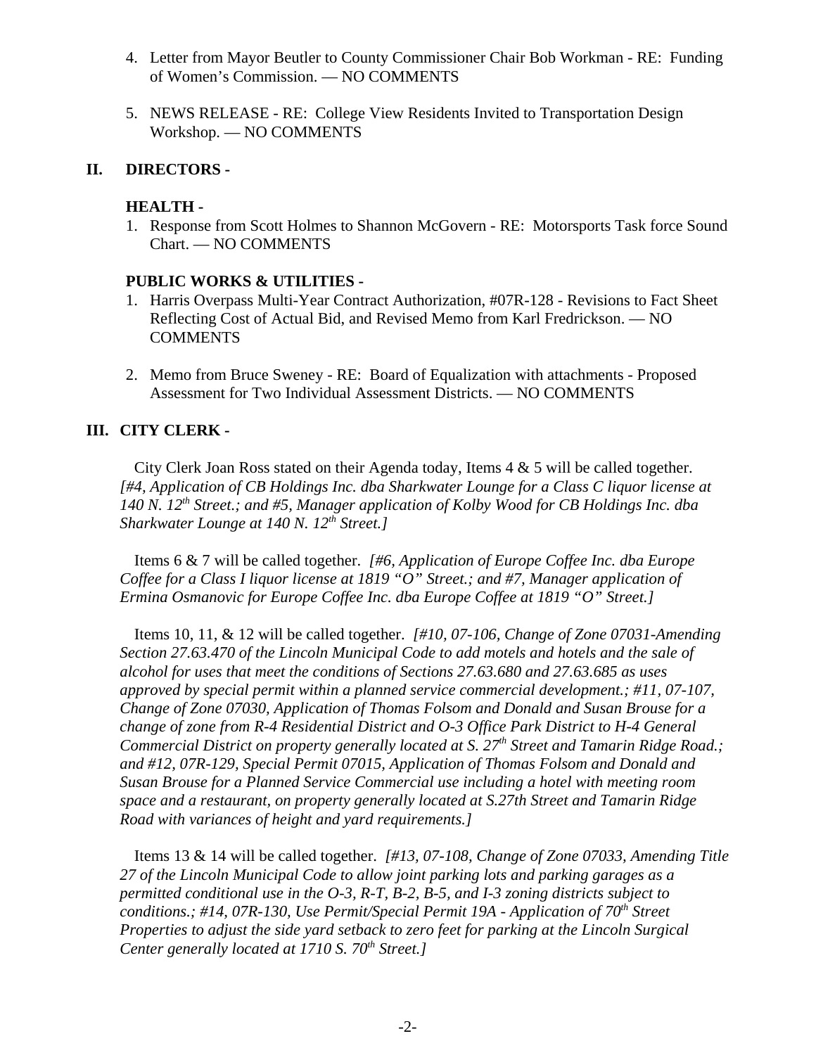4. Letter from Mayor Beutler to County Commissioner Chair Bob Workman - RE: Funding of Women's Commission. — NO COMMENTS

5. NEWS RELEASE - RE: College View Residents Invited to Transportation Design Workshop. — NO COMMENTS

## II. DIRECTORS -

### HEALTH -

1. Response from Scott Holmes to Shannon McGovern - RE: Motorsports Task force Sound Chart. — NO COMMENTS

### PUBLIC WORKS & UTILITIES -

1. Harris Overpass Multi-Year Contract Authorization, #07R-128 - Revisions to Fact Sheet Reflecting Cost of Actual Bid, and Revised Memo from Karl Fredrickson. — NO COMMENTS

2. Memo from Bruce Sweney - RE: Board of Equalization with attachments - Proposed Assessment for Two Individual Assessment Districts. — NO COMMENTS

## III. CITY CLERK -

City Clerk Joan Ross stated on their Agenda today, Items 4 & 5 will be called together. *[#4, Application of CB Holdings Inc. dba Sharkwater Lounge for a Class C liquor license at 140 N. 12th Street.; and #5, Manager application of Kolby Wood for CB Holdings Inc. dba Sharkwater Lounge at 140 N. 12th Street.]*

Items 6 & 7 will be called together. *[#6, Application of Europe Coffee Inc. dba Europe Coffee for a Class I liquor license at 1819 "O" Street.; and #7, Manager application of Ermina Osmanovic for Europe Coffee Inc. dba Europe Coffee at 1819 "O" Street.]*

Items 10, 11, & 12 will be called together. *[#10, 07-106, Change of Zone 07031-Amending Section 27.63.470 of the Lincoln Municipal Code to add motels and hotels and the sale of alcohol for uses that meet the conditions of Sections 27.63.680 and 27.63.685 as uses approved by special permit within a planned service commercial development.; #11, 07-107, Change of Zone 07030, Application of Thomas Folsom and Donald and Susan Brouse for a change of zone from R-4 Residential District and O-3 Office Park District to H-4 General Commercial District on property generally located at S. 27th Street and Tamarin Ridge Road.; and #12, 07R-129, Special Permit 07015, Application of Thomas Folsom and Donald and Susan Brouse for a Planned Service Commercial use including a hotel with meeting room space and a restaurant, on property generally located at S.27th Street and Tamarin Ridge Road with variances of height and yard requirements.]*

Items 13 & 14 will be called together. *[#13, 07-108, Change of Zone 07033, Amending Title 27 of the Lincoln Municipal Code to allow joint parking lots and parking garages as a permitted conditional use in the O-3, R-T, B-2, B-5, and I-3 zoning districts subject to conditions.; #14, 07R-130, Use Permit/Special Permit 19A - Application of 70th Street Properties to adjust the side yard setback to zero feet for parking at the Lincoln Surgical Center generally located at 1710 S. 70th Street.]*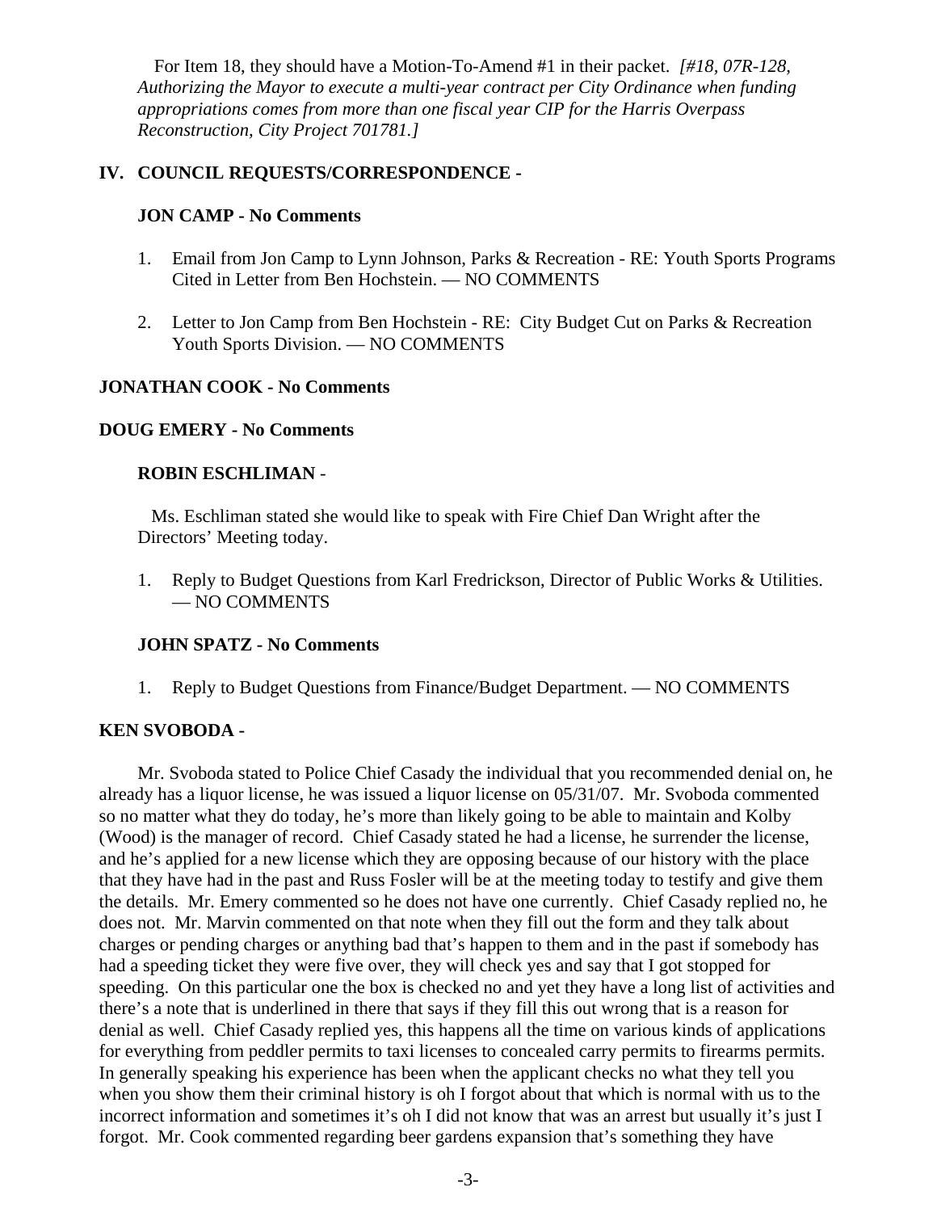For Item 18, they should have a Motion-To-Amend #1 in their packet. *[#18, 07R-128, Authorizing the Mayor to execute a multi-year contract per City Ordinance when funding appropriations comes from more than one fiscal year CIP for the Harris Overpass Reconstruction, City Project 701781.]*

## IV. COUNCIL REQUESTS/CORRESPONDENCE -

### JON CAMP - No Comments

1. Email from Jon Camp to Lynn Johnson, Parks & Recreation - RE: Youth Sports Programs Cited in Letter from Ben Hochstein. — NO COMMENTS

2. Letter to Jon Camp from Ben Hochstein - RE: City Budget Cut on Parks & Recreation Youth Sports Division. — NO COMMENTS

### JONATHAN COOK - No Comments

### DOUG EMERY - No Comments

### ROBIN ESCHLIMAN -

Ms. Eschliman stated she would like to speak with Fire Chief Dan Wright after the Directors' Meeting today.

1. Reply to Budget Questions from Karl Fredrickson, Director of Public Works & Utilities. — NO COMMENTS

### JOHN SPATZ - No Comments

1. Reply to Budget Questions from Finance/Budget Department. — NO COMMENTS

### KEN SVOBODA -

Mr. Svoboda stated to Police Chief Casady the individual that you recommended denial on, he already has a liquor license, he was issued a liquor license on 05/31/07. Mr. Svoboda commented so no matter what they do today, he's more than likely going to be able to maintain and Kolby (Wood) is the manager of record. Chief Casady stated he had a license, he surrender the license, and he's applied for a new license which they are opposing because of our history with the place that they have had in the past and Russ Fosler will be at the meeting today to testify and give them the details. Mr. Emery commented so he does not have one currently. Chief Casady replied no, he does not. Mr. Marvin commented on that note when they fill out the form and they talk about charges or pending charges or anything bad that's happen to them and in the past if somebody has had a speeding ticket they were five over, they will check yes and say that I got stopped for speeding. On this particular one the box is checked no and yet they have a long list of activities and there's a note that is underlined in there that says if they fill this out wrong that is a reason for denial as well. Chief Casady replied yes, this happens all the time on various kinds of applications for everything from peddler permits to taxi licenses to concealed carry permits to firearms permits. In generally speaking his experience has been when the applicant checks no what they tell you when you show them their criminal history is oh I forgot about that which is normal with us to the incorrect information and sometimes it's oh I did not know that was an arrest but usually it's just I forgot. Mr. Cook commented regarding beer gardens expansion that's something they have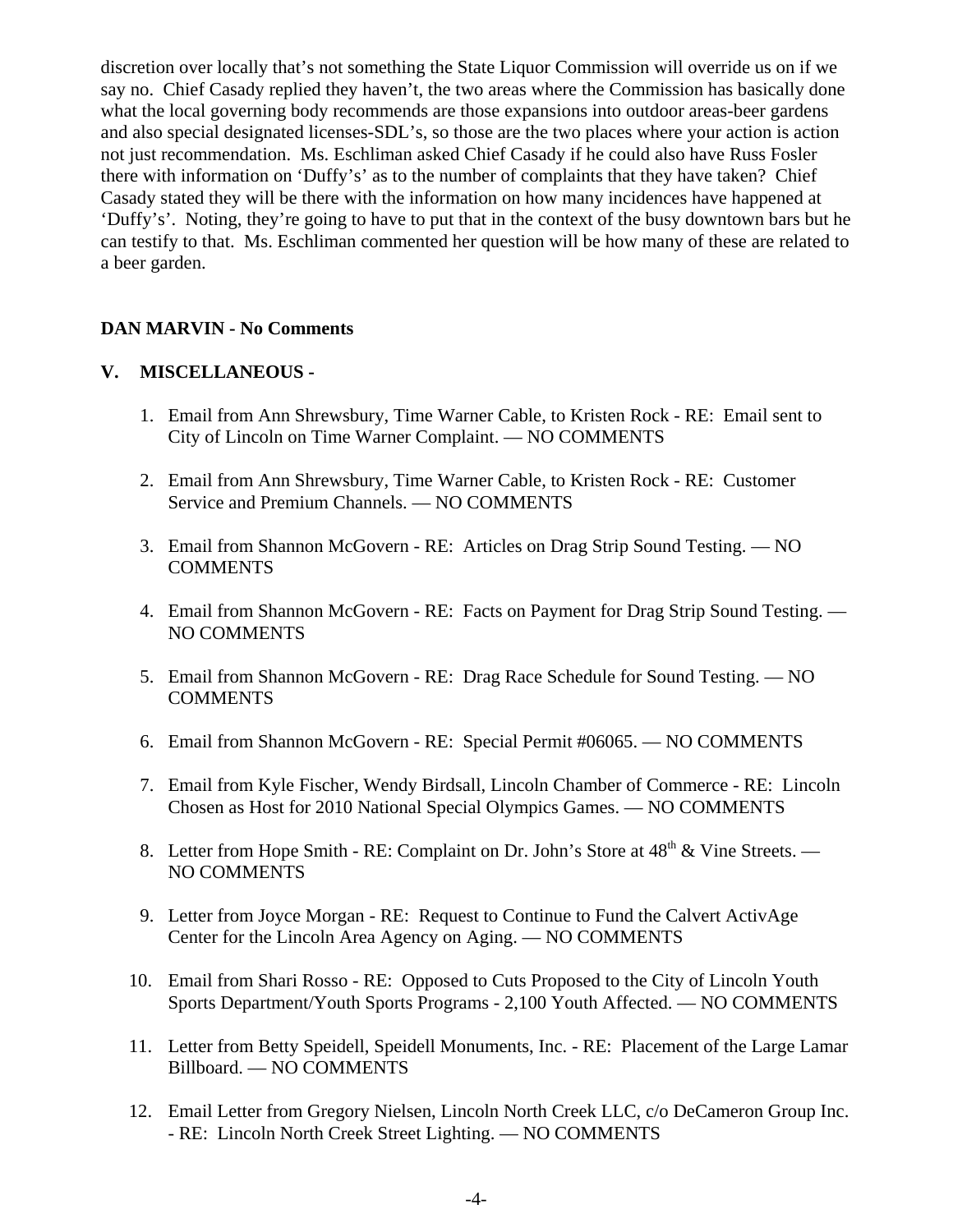discretion over locally that's not something the State Liquor Commission will override us on if we say no. Chief Casady replied they haven't, the two areas where the Commission has basically done what the local governing body recommends are those expansions into outdoor areas-beer gardens and also special designated licenses-SDL's, so those are the two places where your action is action not just recommendation. Ms. Eschliman asked Chief Casady if he could also have Russ Fosler there with information on 'Duffy's' as to the number of complaints that they have taken? Chief Casady stated they will be there with the information on how many incidences have happened at 'Duffy's'. Noting, they're going to have to put that in the context of the busy downtown bars but he can testify to that. Ms. Eschliman commented her question will be how many of these are related to a beer garden.

**DAN MARVIN - No Comments**

**V. MISCELLANEOUS -**

1. Email from Ann Shrewsbury, Time Warner Cable, to Kristen Rock - RE: Email sent to City of Lincoln on Time Warner Complaint. — NO COMMENTS

2. Email from Ann Shrewsbury, Time Warner Cable, to Kristen Rock - RE: Customer Service and Premium Channels. — NO COMMENTS

3. Email from Shannon McGovern - RE: Articles on Drag Strip Sound Testing. — NO COMMENTS

4. Email from Shannon McGovern - RE: Facts on Payment for Drag Strip Sound Testing. — NO COMMENTS

5. Email from Shannon McGovern - RE: Drag Race Schedule for Sound Testing. — NO COMMENTS

6. Email from Shannon McGovern - RE: Special Permit #06065. — NO COMMENTS

7. Email from Kyle Fischer, Wendy Birdsall, Lincoln Chamber of Commerce - RE: Lincoln Chosen as Host for 2010 National Special Olympics Games. — NO COMMENTS

8. Letter from Hope Smith - RE: Complaint on Dr. John's Store at 48th & Vine Streets. — NO COMMENTS

9. Letter from Joyce Morgan - RE: Request to Continue to Fund the Calvert ActivAge Center for the Lincoln Area Agency on Aging. — NO COMMENTS

10. Email from Shari Rosso - RE: Opposed to Cuts Proposed to the City of Lincoln Youth Sports Department/Youth Sports Programs - 2,100 Youth Affected. — NO COMMENTS

11. Letter from Betty Speidell, Speidell Monuments, Inc. - RE: Placement of the Large Lamar Billboard. — NO COMMENTS

12. Email Letter from Gregory Nielsen, Lincoln North Creek LLC, c/o DeCameron Group Inc. - RE: Lincoln North Creek Street Lighting. — NO COMMENTS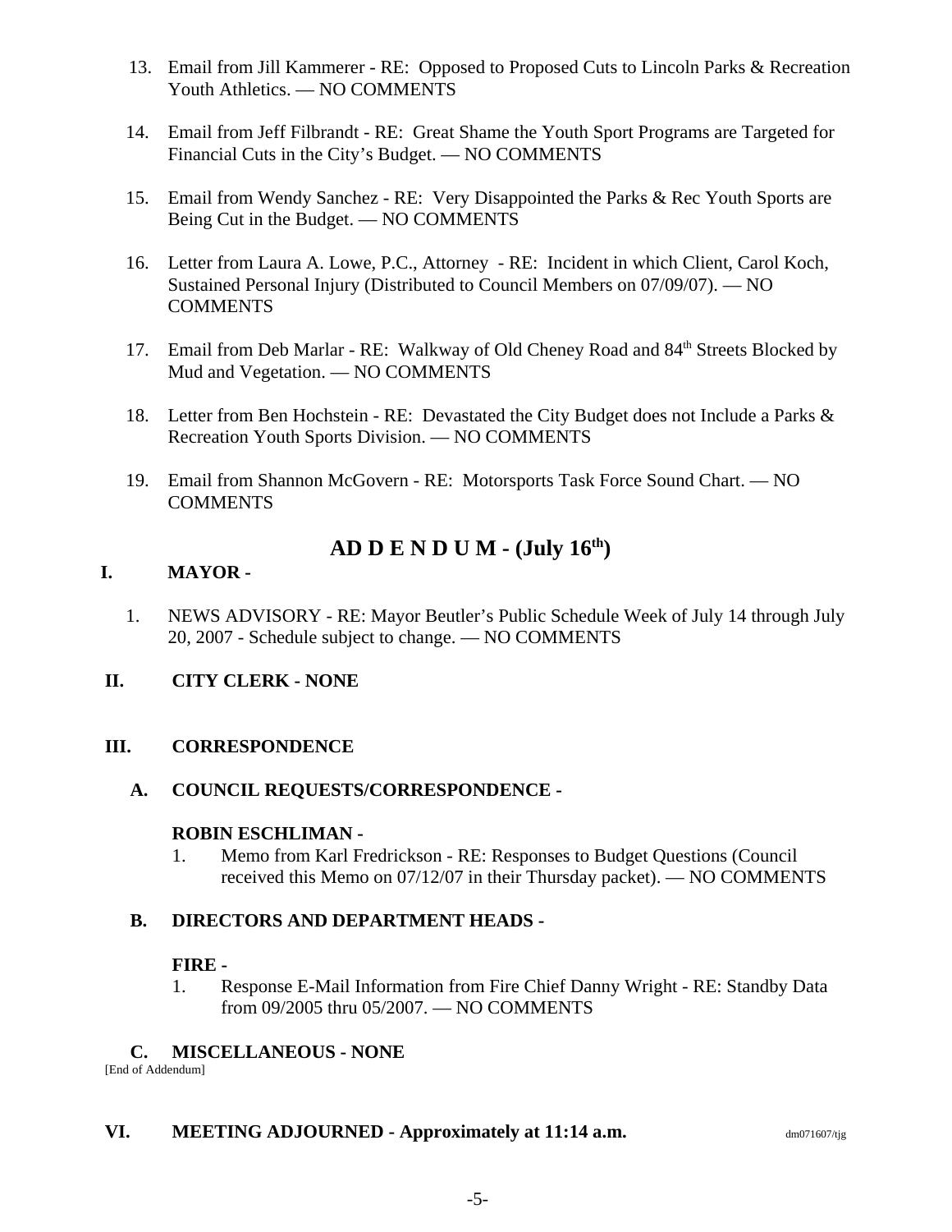13. Email from Jill Kammerer - RE: Opposed to Proposed Cuts to Lincoln Parks & Recreation Youth Athletics. — NO COMMENTS

14. Email from Jeff Filbrandt - RE: Great Shame the Youth Sport Programs are Targeted for Financial Cuts in the City's Budget. — NO COMMENTS

15. Email from Wendy Sanchez - RE: Very Disappointed the Parks & Rec Youth Sports are Being Cut in the Budget. — NO COMMENTS

16. Letter from Laura A. Lowe, P.C., Attorney - RE: Incident in which Client, Carol Koch, Sustained Personal Injury (Distributed to Council Members on 07/09/07). — NO COMMENTS

17. Email from Deb Marlar - RE: Walkway of Old Cheney Road and 84th Streets Blocked by Mud and Vegetation. — NO COMMENTS

18. Letter from Ben Hochstein - RE: Devastated the City Budget does not Include a Parks & Recreation Youth Sports Division. — NO COMMENTS

19. Email from Shannon McGovern - RE: Motorsports Task Force Sound Chart. — NO COMMENTS

# AD D E N D U M - (July 16th)

## I. MAYOR -

1. NEWS ADVISORY - RE: Mayor Beutler's Public Schedule Week of July 14 through July 20, 2007 - Schedule subject to change. — NO COMMENTS

## II. CITY CLERK - NONE

## III. CORRESPONDENCE

### A. COUNCIL REQUESTS/CORRESPONDENCE -

**ROBIN ESCHLIMAN -**

1. Memo from Karl Fredrickson - RE: Responses to Budget Questions (Council received this Memo on 07/12/07 in their Thursday packet). — NO COMMENTS

### B. DIRECTORS AND DEPARTMENT HEADS -

**FIRE -**

1. Response E-Mail Information from Fire Chief Danny Wright - RE: Standby Data from 09/2005 thru 05/2007. — NO COMMENTS

### C. MISCELLANEOUS - NONE

[End of Addendum]

## VI. MEETING ADJOURNED - Approximately at 11:14 a.m.

dm071607/tjg